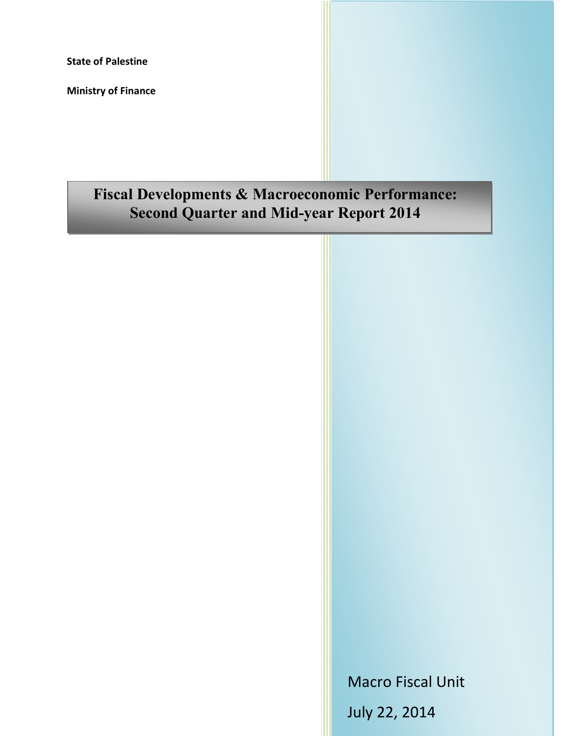**State of Palestine**

**Ministry of Finance**

# Fiscal Developments & Macroeconomic Performance: Second Quarter and Mid-year Report 2014

Macro Fiscal Unit

July 22, 2014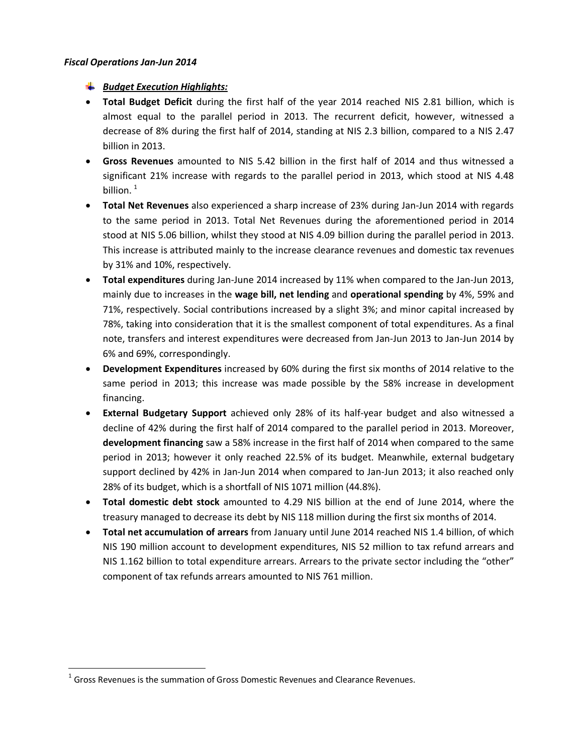***Fiscal Operations Jan-Jun 2014***

- ***Budget Execution Highlights:***

- **Total Budget Deficit** during the first half of the year 2014 reached NIS 2.81 billion, which is almost equal to the parallel period in 2013. The recurrent deficit, however, witnessed a decrease of 8% during the first half of 2014, standing at NIS 2.3 billion, compared to a NIS 2.47 billion in 2013.
- **Gross Revenues** amounted to NIS 5.42 billion in the first half of 2014 and thus witnessed a significant 21% increase with regards to the parallel period in 2013, which stood at NIS 4.48 billion. [1]
- **Total Net Revenues** also experienced a sharp increase of 23% during Jan-Jun 2014 with regards to the same period in 2013. Total Net Revenues during the aforementioned period in 2014 stood at NIS 5.06 billion, whilst they stood at NIS 4.09 billion during the parallel period in 2013. This increase is attributed mainly to the increase clearance revenues and domestic tax revenues by 31% and 10%, respectively.
- **Total expenditures** during Jan-June 2014 increased by 11% when compared to the Jan-Jun 2013, mainly due to increases in the **wage bill, net lending** and **operational spending** by 4%, 59% and 71%, respectively. Social contributions increased by a slight 3%; and minor capital increased by 78%, taking into consideration that it is the smallest component of total expenditures. As a final note, transfers and interest expenditures were decreased from Jan-Jun 2013 to Jan-Jun 2014 by 6% and 69%, correspondingly.
- **Development Expenditures** increased by 60% during the first six months of 2014 relative to the same period in 2013; this increase was made possible by the 58% increase in development financing.
- **External Budgetary Support** achieved only 28% of its half-year budget and also witnessed a decline of 42% during the first half of 2014 compared to the parallel period in 2013. Moreover, **development financing** saw a 58% increase in the first half of 2014 when compared to the same period in 2013; however it only reached 22.5% of its budget. Meanwhile, external budgetary support declined by 42% in Jan-Jun 2014 when compared to Jan-Jun 2013; it also reached only 28% of its budget, which is a shortfall of NIS 1071 million (44.8%).
- **Total domestic debt stock** amounted to 4.29 NIS billion at the end of June 2014, where the treasury managed to decrease its debt by NIS 118 million during the first six months of 2014.
- **Total net accumulation of arrears** from January until June 2014 reached NIS 1.4 billion, of which NIS 190 million account to development expenditures, NIS 52 million to tax refund arrears and NIS 1.162 billion to total expenditure arrears. Arrears to the private sector including the "other" component of tax refunds arrears amounted to NIS 761 million.

---

[1] Gross Revenues is the summation of Gross Domestic Revenues and Clearance Revenues.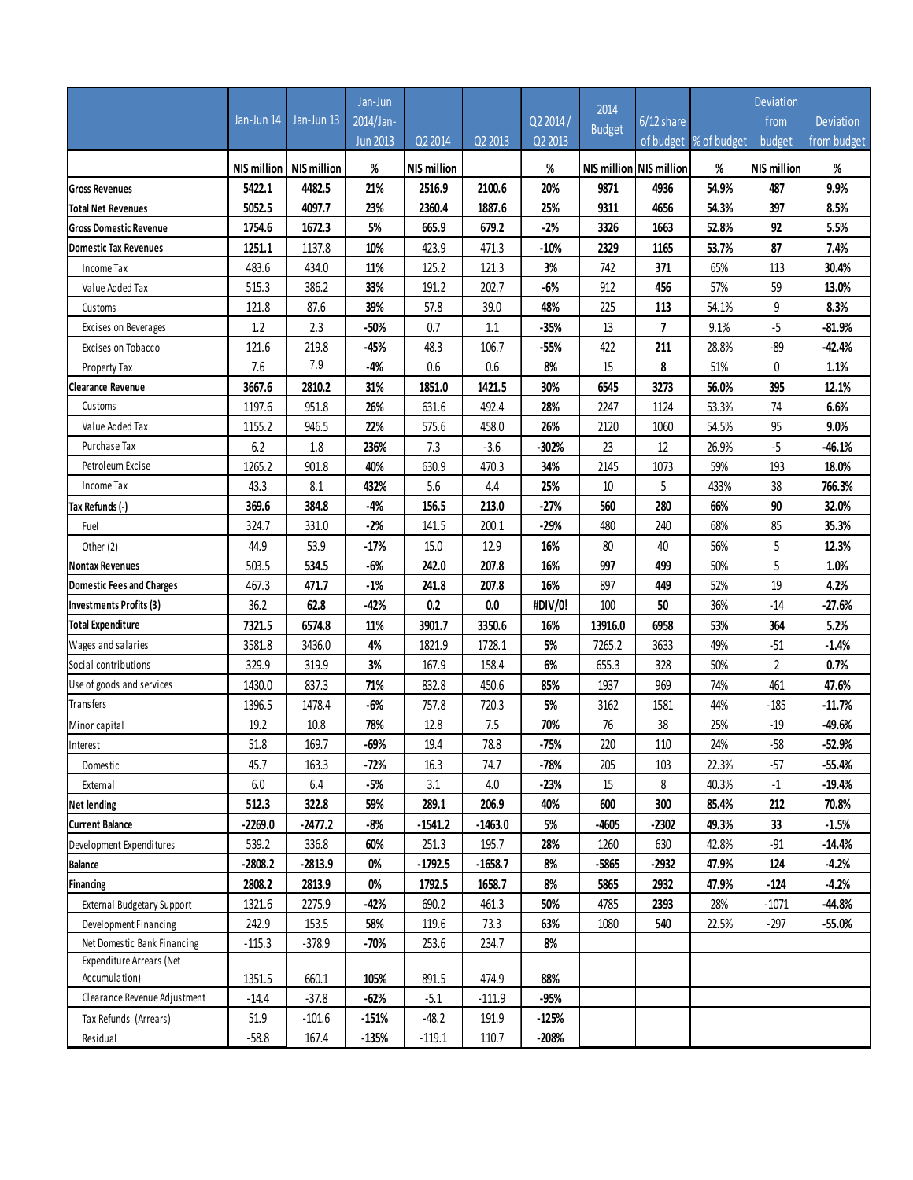| | Jan-Jun 14 | Jan-Jun 13 | Jan-Jun 2014/Jan-Jun 2013 | Q2 2014 | Q2 2013 | Q2 2014 / Q2 2013 | 2014 Budget | 6/12 share of budget | % of budget | Deviation from budget | Deviation from budget |
|---|---|---|---|---|---|---|---|---|---|---|---|
| | NIS million | NIS million | % | NIS million | | % | NIS million | NIS million | % | NIS million | % |
| **Gross Revenues** | **5422.1** | **4482.5** | **21%** | **2516.9** | **2100.6** | **20%** | **9871** | **4936** | **54.9%** | **487** | **9.9%** |
| **Total Net Revenues** | **5052.5** | **4097.7** | **23%** | **2360.4** | **1887.6** | **25%** | **9311** | **4656** | **54.3%** | **397** | **8.5%** |
| **Gross Domestic Revenue** | **1754.6** | **1672.3** | **5%** | **665.9** | **679.2** | **-2%** | **3326** | **1663** | **52.8%** | **92** | **5.5%** |
| **Domestic Tax Revenues** | **1251.1** | 1137.8 | **10%** | 423.9 | 471.3 | **-10%** | **2329** | **1165** | **53.7%** | **87** | **7.4%** |
| Income Tax | 483.6 | 434.0 | **11%** | 125.2 | 121.3 | **3%** | 742 | **371** | 65% | 113 | **30.4%** |
| Value Added Tax | 515.3 | 386.2 | **33%** | 191.2 | 202.7 | **-6%** | 912 | **456** | 57% | 59 | **13.0%** |
| Customs | 121.8 | 87.6 | **39%** | 57.8 | 39.0 | **48%** | 225 | **113** | 54.1% | 9 | **8.3%** |
| Excises on Beverages | 1.2 | 2.3 | **-50%** | 0.7 | 1.1 | **-35%** | 13 | **7** | 9.1% | -5 | **-81.9%** |
| Excises on Tobacco | 121.6 | 219.8 | **-45%** | 48.3 | 106.7 | **-55%** | 422 | **211** | 28.8% | -89 | **-42.4%** |
| Property Tax | 7.6 | 7.9 | **-4%** | 0.6 | 0.6 | **8%** | 15 | **8** | 51% | 0 | **1.1%** |
| **Clearance Revenue** | **3667.6** | 2810.2 | **31%** | 1851.0 | 1421.5 | **30%** | 6545 | 3273 | 56.0% | 395 | **12.1%** |
| Customs | 1197.6 | 951.8 | **26%** | 631.6 | 492.4 | **28%** | 2247 | 1124 | 53.3% | 74 | **6.6%** |
| Value Added Tax | 1155.2 | 946.5 | **22%** | 575.6 | 458.0 | **26%** | 2120 | 1060 | 54.5% | 95 | **9.0%** |
| Purchase Tax | 6.2 | 1.8 | **236%** | 7.3 | -3.6 | **-302%** | 23 | 12 | 26.9% | -5 | **-46.1%** |
| Petroleum Excise | 1265.2 | 901.8 | **40%** | 630.9 | 470.3 | **34%** | 2145 | 1073 | 59% | 193 | **18.0%** |
| Income Tax | 43.3 | 8.1 | **432%** | 5.6 | 4.4 | **25%** | 10 | 5 | 433% | 38 | **766.3%** |
| **Tax Refunds (-)** | **369.6** | 384.8 | **-4%** | 156.5 | 213.0 | **-27%** | 560 | 280 | 66% | 90 | **32.0%** |
| Fuel | 324.7 | 331.0 | **-2%** | 141.5 | 200.1 | **-29%** | 480 | 240 | 68% | 85 | **35.3%** |
| Other (2) | 44.9 | 53.9 | **-17%** | 15.0 | 12.9 | **16%** | 80 | 40 | 56% | 5 | **12.3%** |
| **Nontax Revenues** | 503.5 | **534.5** | **-6%** | **242.0** | **207.8** | **16%** | **997** | **499** | 50% | 5 | **1.0%** |
| **Domestic Fees and Charges** | 467.3 | **471.7** | **-1%** | **241.8** | **207.8** | **16%** | 897 | **449** | 52% | 19 | **4.2%** |
| **Investments Profits (3)** | 36.2 | **62.8** | **-42%** | **0.2** | **0.0** | **#DIV/0!** | 100 | **50** | 36% | -14 | **-27.6%** |
| **Total Expenditure** | 7321.5 | 6574.8 | **11%** | 3901.7 | 3350.6 | **16%** | 13916.0 | 6958 | 53% | 364 | **5.2%** |
| Wages and salaries | 3581.8 | 3436.0 | **4%** | 1821.9 | 1728.1 | **5%** | 7265.2 | 3633 | 49% | -51 | **-1.4%** |
| Social contributions | 329.9 | 319.9 | **3%** | 167.9 | 158.4 | **6%** | 655.3 | 328 | 50% | 2 | **0.7%** |
| Use of goods and services | 1430.0 | 837.3 | **71%** | 832.8 | 450.6 | **85%** | 1937 | 969 | 74% | 461 | **47.6%** |
| Transfers | 1396.5 | 1478.4 | **-6%** | 757.8 | 720.3 | **5%** | 3162 | 1581 | 44% | -185 | **-11.7%** |
| Minor capital | 19.2 | 10.8 | **78%** | 12.8 | 7.5 | **70%** | 76 | 38 | 25% | -19 | **-49.6%** |
| Interest | 51.8 | 169.7 | **-69%** | 19.4 | 78.8 | **-75%** | 220 | 110 | 24% | -58 | **-52.9%** |
| Domestic | 45.7 | 163.3 | **-72%** | 16.3 | 74.7 | **-78%** | 205 | 103 | 22.3% | -57 | **-55.4%** |
| External | 6.0 | 6.4 | **-5%** | 3.1 | 4.0 | **-23%** | 15 | 8 | 40.3% | -1 | **-19.4%** |
| **Net lending** | **512.3** | **322.8** | **59%** | **289.1** | **206.9** | **40%** | **600** | **300** | **85.4%** | **212** | **70.8%** |
| **Current Balance** | **-2269.0** | **-2477.2** | **-8%** | **-1541.2** | **-1463.0** | **5%** | **-4605** | **-2302** | **49.3%** | **33** | **-1.5%** |
| Development Expenditures | 539.2 | 336.8 | **60%** | 251.3 | 195.7 | **28%** | 1260 | 630 | 42.8% | -91 | **-14.4%** |
| **Balance** | **-2808.2** | **-2813.9** | **0%** | **-1792.5** | **-1658.7** | **8%** | **-5865** | **-2932** | **47.9%** | **124** | **-4.2%** |
| **Financing** | **2808.2** | **2813.9** | **0%** | **1792.5** | **1658.7** | **8%** | **5865** | **2932** | **47.9%** | **-124** | **-4.2%** |
| External Budgetary Support | 1321.6 | 2275.9 | **-42%** | 690.2 | 461.3 | **50%** | 4785 | **2393** | 28% | -1071 | **-44.8%** |
| Development Financing | 242.9 | 153.5 | **58%** | 119.6 | 73.3 | **63%** | 1080 | **540** | 22.5% | -297 | **-55.0%** |
| Net Domestic Bank Financing | -115.3 | -378.9 | **-70%** | 253.6 | 234.7 | **8%** | | | | | |
| Expenditure Arrears (Net Accumulation) | 1351.5 | 660.1 | **105%** | 891.5 | 474.9 | **88%** | | | | | |
| Clearance Revenue Adjustment | -14.4 | -37.8 | **-62%** | -5.1 | -111.9 | **-95%** | | | | | |
| Tax Refunds (Arrears) | 51.9 | -101.6 | **-151%** | -48.2 | 191.9 | **-125%** | | | | | |
| Residual | -58.8 | 167.4 | **-135%** | -119.1 | 110.7 | **-208%** | | | | | |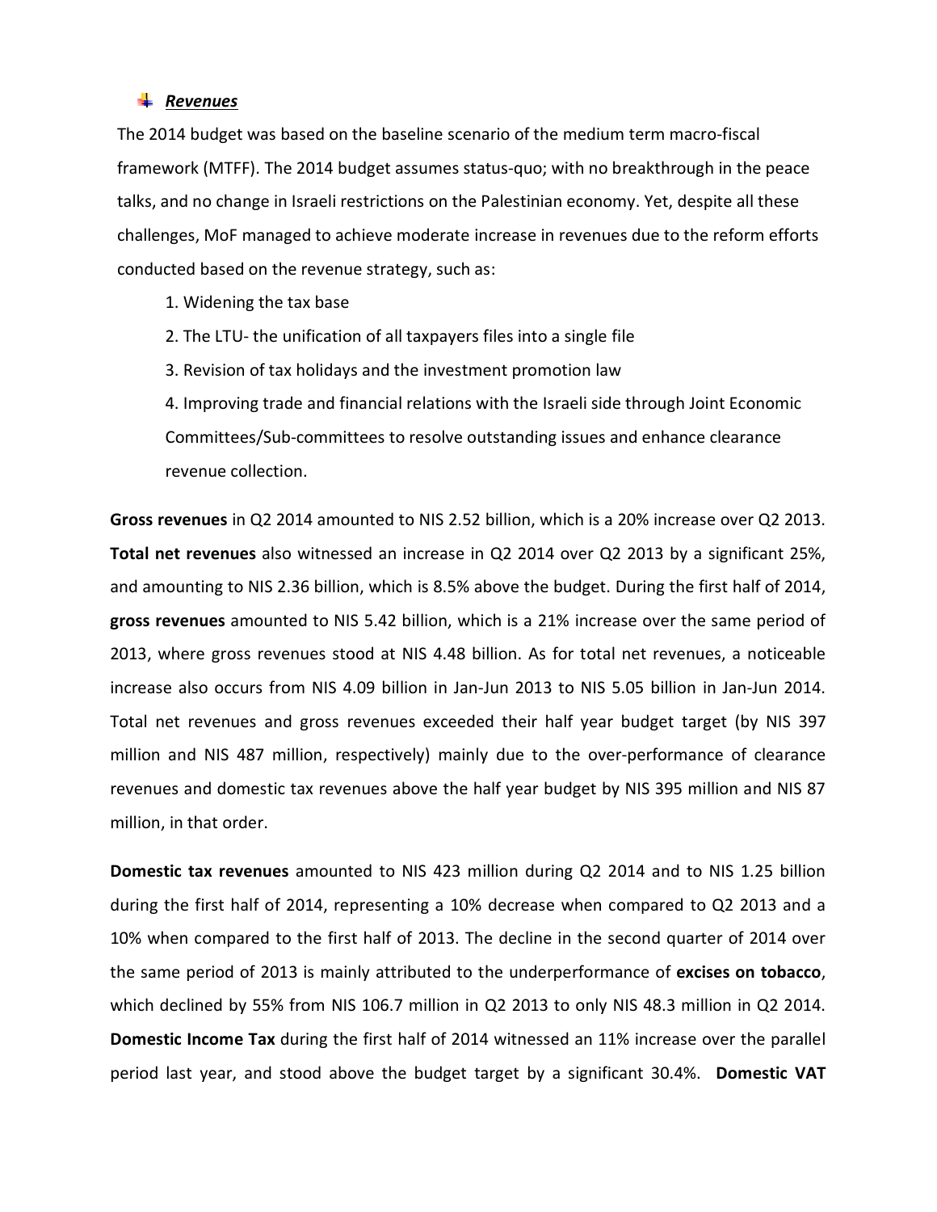## *Revenues*

The 2014 budget was based on the baseline scenario of the medium term macro-fiscal framework (MTFF). The 2014 budget assumes status-quo; with no breakthrough in the peace talks, and no change in Israeli restrictions on the Palestinian economy. Yet, despite all these challenges, MoF managed to achieve moderate increase in revenues due to the reform efforts conducted based on the revenue strategy, such as:

1. Widening the tax base
2. The LTU- the unification of all taxpayers files into a single file
3. Revision of tax holidays and the investment promotion law
4. Improving trade and financial relations with the Israeli side through Joint Economic Committees/Sub-committees to resolve outstanding issues and enhance clearance revenue collection.

**Gross revenues** in Q2 2014 amounted to NIS 2.52 billion, which is a 20% increase over Q2 2013. **Total net revenues** also witnessed an increase in Q2 2014 over Q2 2013 by a significant 25%, and amounting to NIS 2.36 billion, which is 8.5% above the budget. During the first half of 2014, **gross revenues** amounted to NIS 5.42 billion, which is a 21% increase over the same period of 2013, where gross revenues stood at NIS 4.48 billion. As for total net revenues, a noticeable increase also occurs from NIS 4.09 billion in Jan-Jun 2013 to NIS 5.05 billion in Jan-Jun 2014. Total net revenues and gross revenues exceeded their half year budget target (by NIS 397 million and NIS 487 million, respectively) mainly due to the over-performance of clearance revenues and domestic tax revenues above the half year budget by NIS 395 million and NIS 87 million, in that order.

**Domestic tax revenues** amounted to NIS 423 million during Q2 2014 and to NIS 1.25 billion during the first half of 2014, representing a 10% decrease when compared to Q2 2013 and a 10% when compared to the first half of 2013. The decline in the second quarter of 2014 over the same period of 2013 is mainly attributed to the underperformance of **excises on tobacco**, which declined by 55% from NIS 106.7 million in Q2 2013 to only NIS 48.3 million in Q2 2014. **Domestic Income Tax** during the first half of 2014 witnessed an 11% increase over the parallel period last year, and stood above the budget target by a significant 30.4%. **Domestic VAT**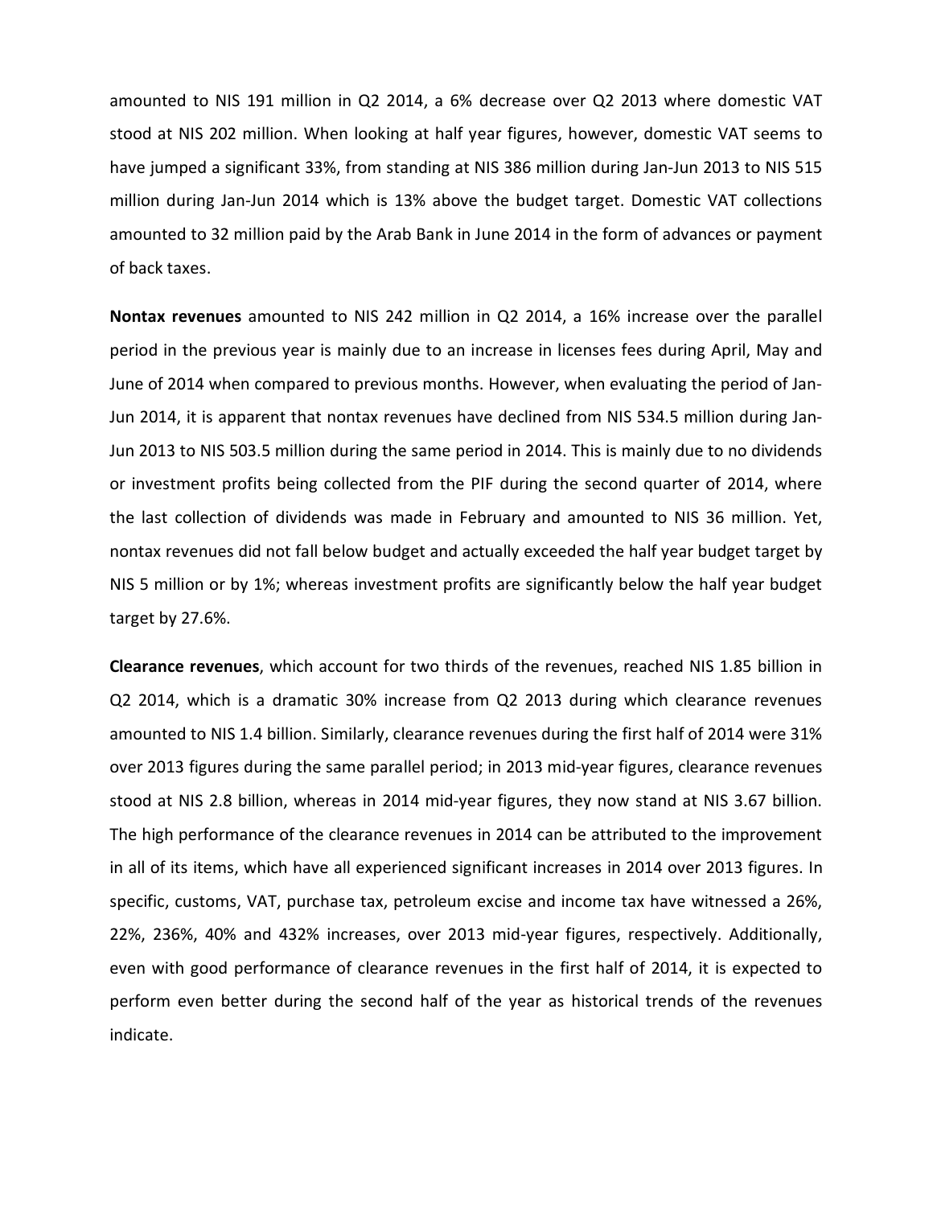amounted to NIS 191 million in Q2 2014, a 6% decrease over Q2 2013 where domestic VAT stood at NIS 202 million. When looking at half year figures, however, domestic VAT seems to have jumped a significant 33%, from standing at NIS 386 million during Jan-Jun 2013 to NIS 515 million during Jan-Jun 2014 which is 13% above the budget target. Domestic VAT collections amounted to 32 million paid by the Arab Bank in June 2014 in the form of advances or payment of back taxes.

**Nontax revenues** amounted to NIS 242 million in Q2 2014, a 16% increase over the parallel period in the previous year is mainly due to an increase in licenses fees during April, May and June of 2014 when compared to previous months. However, when evaluating the period of Jan-Jun 2014, it is apparent that nontax revenues have declined from NIS 534.5 million during Jan-Jun 2013 to NIS 503.5 million during the same period in 2014. This is mainly due to no dividends or investment profits being collected from the PIF during the second quarter of 2014, where the last collection of dividends was made in February and amounted to NIS 36 million. Yet, nontax revenues did not fall below budget and actually exceeded the half year budget target by NIS 5 million or by 1%; whereas investment profits are significantly below the half year budget target by 27.6%.

**Clearance revenues**, which account for two thirds of the revenues, reached NIS 1.85 billion in Q2 2014, which is a dramatic 30% increase from Q2 2013 during which clearance revenues amounted to NIS 1.4 billion. Similarly, clearance revenues during the first half of 2014 were 31% over 2013 figures during the same parallel period; in 2013 mid-year figures, clearance revenues stood at NIS 2.8 billion, whereas in 2014 mid-year figures, they now stand at NIS 3.67 billion. The high performance of the clearance revenues in 2014 can be attributed to the improvement in all of its items, which have all experienced significant increases in 2014 over 2013 figures. In specific, customs, VAT, purchase tax, petroleum excise and income tax have witnessed a 26%, 22%, 236%, 40% and 432% increases, over 2013 mid-year figures, respectively. Additionally, even with good performance of clearance revenues in the first half of 2014, it is expected to perform even better during the second half of the year as historical trends of the revenues indicate.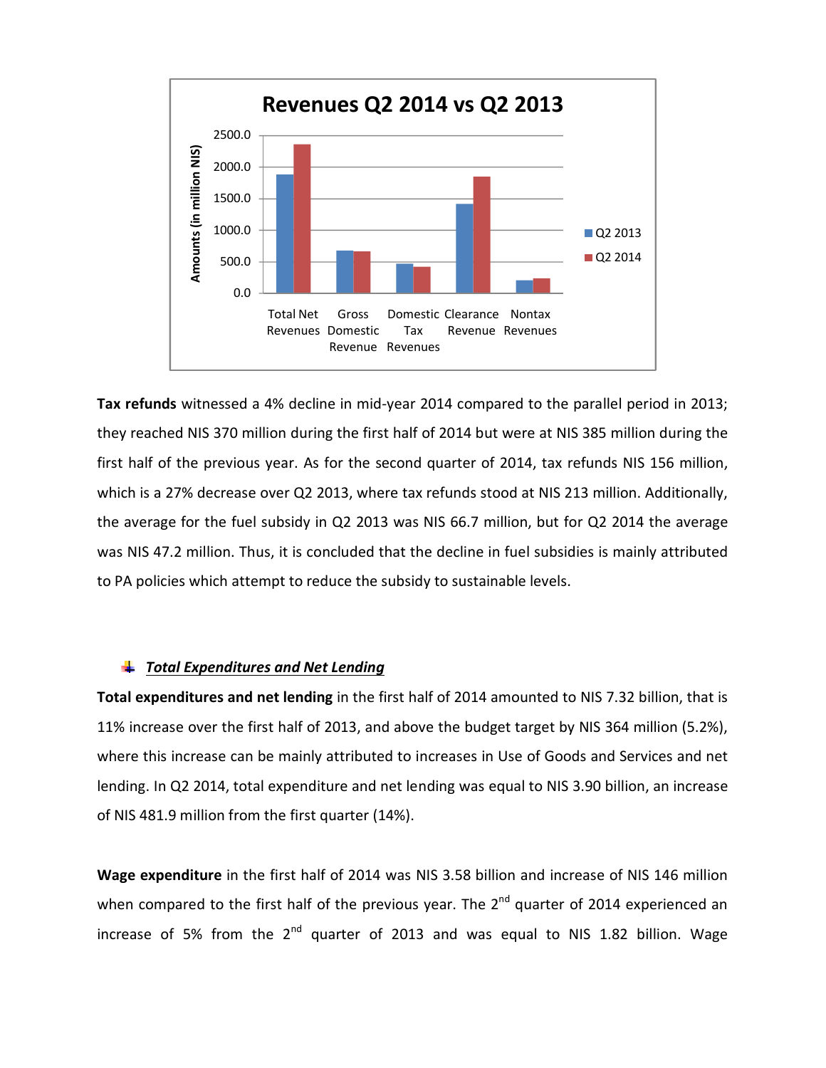**Tax refunds** witnessed a 4% decline in mid-year 2014 compared to the parallel period in 2013; they reached NIS 370 million during the first half of 2014 but were at NIS 385 million during the first half of the previous year. As for the second quarter of 2014, tax refunds NIS 156 million, which is a 27% decrease over Q2 2013, where tax refunds stood at NIS 213 million. Additionally, the average for the fuel subsidy in Q2 2013 was NIS 66.7 million, but for Q2 2014 the average was NIS 47.2 million. Thus, it is concluded that the decline in fuel subsidies is mainly attributed to PA policies which attempt to reduce the subsidy to sustainable levels.

### *Total Expenditures and Net Lending*

**Total expenditures and net lending** in the first half of 2014 amounted to NIS 7.32 billion, that is 11% increase over the first half of 2013, and above the budget target by NIS 364 million (5.2%), where this increase can be mainly attributed to increases in Use of Goods and Services and net lending. In Q2 2014, total expenditure and net lending was equal to NIS 3.90 billion, an increase of NIS 481.9 million from the first quarter (14%).

**Wage expenditure** in the first half of 2014 was NIS 3.58 billion and increase of NIS 146 million when compared to the first half of the previous year. The 2nd quarter of 2014 experienced an increase of 5% from the 2nd quarter of 2013 and was equal to NIS 1.82 billion. Wage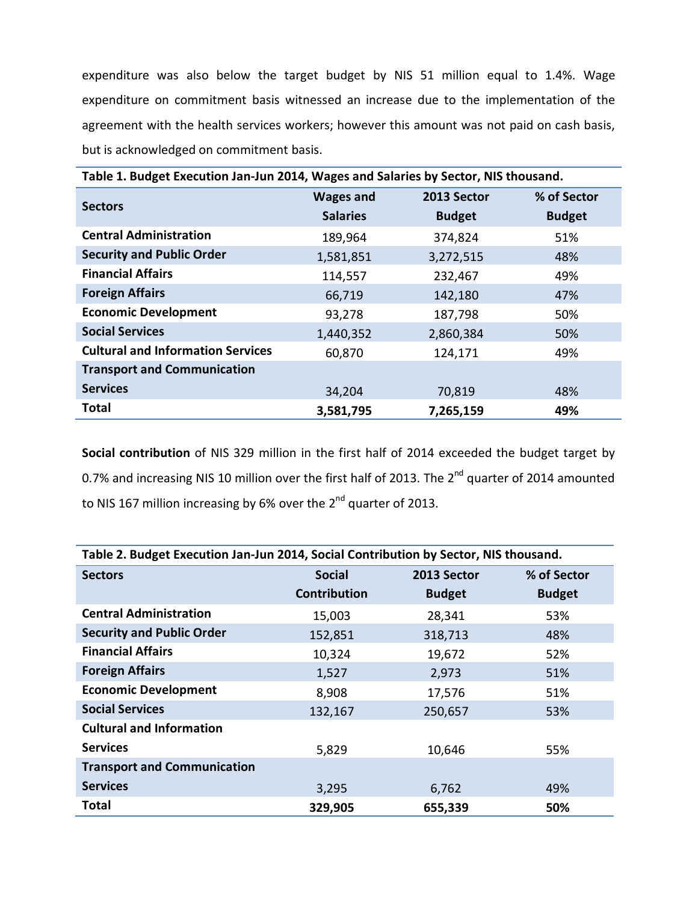expenditure was also below the target budget by NIS 51 million equal to 1.4%. Wage expenditure on commitment basis witnessed an increase due to the implementation of the agreement with the health services workers; however this amount was not paid on cash basis, but is acknowledged on commitment basis.

**Table 1. Budget Execution Jan-Jun 2014, Wages and Salaries by Sector, NIS thousand.**

| Sectors | Wages and Salaries | 2013 Sector Budget | % of Sector Budget |
|---|---|---|---|
| **Central Administration** | 189,964 | 374,824 | 51% |
| **Security and Public Order** | 1,581,851 | 3,272,515 | 48% |
| **Financial Affairs** | 114,557 | 232,467 | 49% |
| **Foreign Affairs** | 66,719 | 142,180 | 47% |
| **Economic Development** | 93,278 | 187,798 | 50% |
| **Social Services** | 1,440,352 | 2,860,384 | 50% |
| **Cultural and Information Services** | 60,870 | 124,171 | 49% |
| **Transport and Communication Services** | 34,204 | 70,819 | 48% |
| **Total** | **3,581,795** | **7,265,159** | **49%** |

**Social contribution** of NIS 329 million in the first half of 2014 exceeded the budget target by 0.7% and increasing NIS 10 million over the first half of 2013. The 2nd quarter of 2014 amounted to NIS 167 million increasing by 6% over the 2nd quarter of 2013.

**Table 2. Budget Execution Jan-Jun 2014, Social Contribution by Sector, NIS thousand.**

| Sectors | Social Contribution | 2013 Sector Budget | % of Sector Budget |
|---|---|---|---|
| **Central Administration** | 15,003 | 28,341 | 53% |
| **Security and Public Order** | 152,851 | 318,713 | 48% |
| **Financial Affairs** | 10,324 | 19,672 | 52% |
| **Foreign Affairs** | 1,527 | 2,973 | 51% |
| **Economic Development** | 8,908 | 17,576 | 51% |
| **Social Services** | 132,167 | 250,657 | 53% |
| **Cultural and Information Services** | 5,829 | 10,646 | 55% |
| **Transport and Communication Services** | 3,295 | 6,762 | 49% |
| **Total** | **329,905** | **655,339** | **50%** |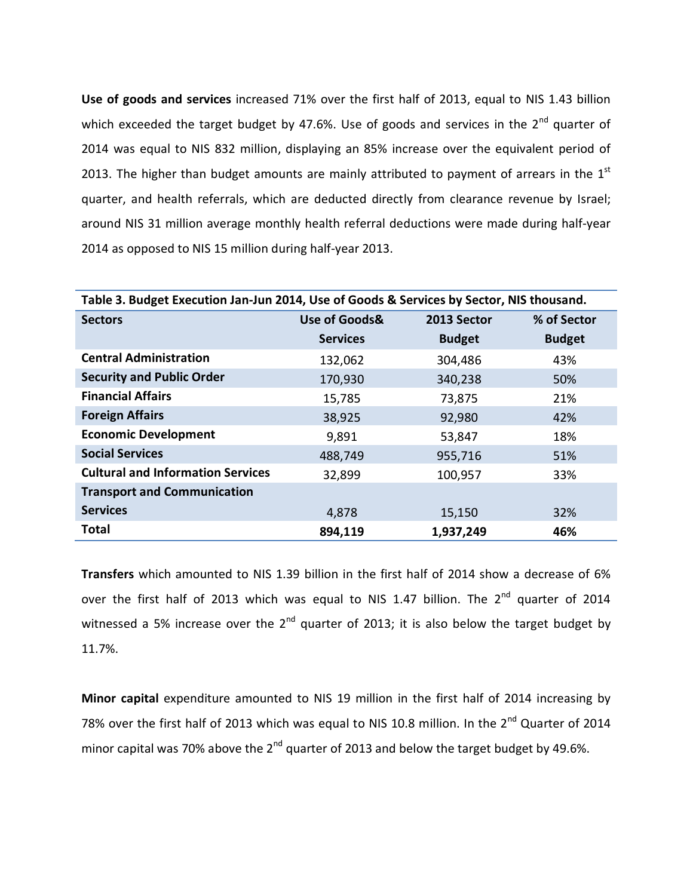**Use of goods and services** increased 71% over the first half of 2013, equal to NIS 1.43 billion which exceeded the target budget by 47.6%. Use of goods and services in the 2nd quarter of 2014 was equal to NIS 832 million, displaying an 85% increase over the equivalent period of 2013. The higher than budget amounts are mainly attributed to payment of arrears in the 1st quarter, and health referrals, which are deducted directly from clearance revenue by Israel; around NIS 31 million average monthly health referral deductions were made during half-year 2014 as opposed to NIS 15 million during half-year 2013.

**Table 3. Budget Execution Jan-Jun 2014, Use of Goods & Services by Sector, NIS thousand.**

| Sectors | Use of Goods& Services | 2013 Sector Budget | % of Sector Budget |
|---|---|---|---|
| **Central Administration** | 132,062 | 304,486 | 43% |
| **Security and Public Order** | 170,930 | 340,238 | 50% |
| **Financial Affairs** | 15,785 | 73,875 | 21% |
| **Foreign Affairs** | 38,925 | 92,980 | 42% |
| **Economic Development** | 9,891 | 53,847 | 18% |
| **Social Services** | 488,749 | 955,716 | 51% |
| **Cultural and Information Services** | 32,899 | 100,957 | 33% |
| **Transport and Communication Services** | 4,878 | 15,150 | 32% |
| **Total** | **894,119** | **1,937,249** | **46%** |

**Transfers** which amounted to NIS 1.39 billion in the first half of 2014 show a decrease of 6% over the first half of 2013 which was equal to NIS 1.47 billion. The 2nd quarter of 2014 witnessed a 5% increase over the 2nd quarter of 2013; it is also below the target budget by 11.7%.

**Minor capital** expenditure amounted to NIS 19 million in the first half of 2014 increasing by 78% over the first half of 2013 which was equal to NIS 10.8 million. In the 2nd Quarter of 2014 minor capital was 70% above the 2nd quarter of 2013 and below the target budget by 49.6%.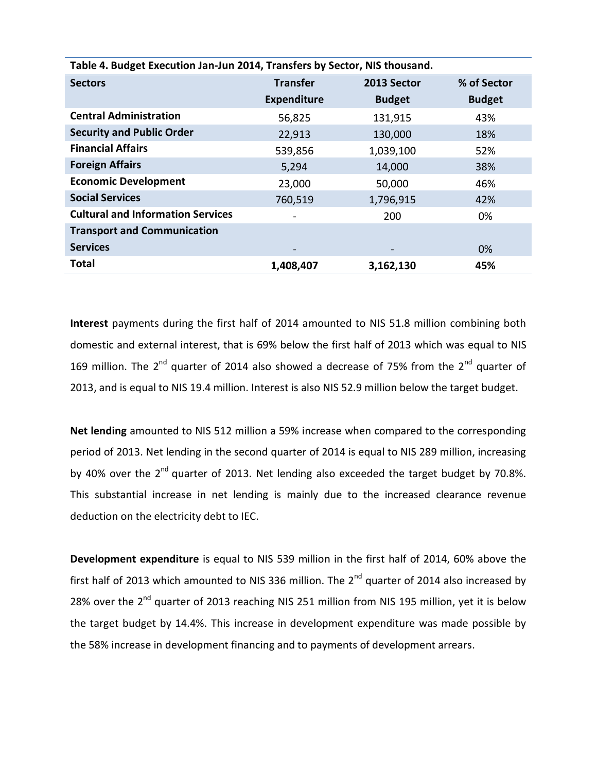**Table 4. Budget Execution Jan-Jun 2014, Transfers by Sector, NIS thousand.**

| Sectors | Transfer Expenditure | 2013 Sector Budget | % of Sector Budget |
|---|---|---|---|
| **Central Administration** | 56,825 | 131,915 | 43% |
| **Security and Public Order** | 22,913 | 130,000 | 18% |
| **Financial Affairs** | 539,856 | 1,039,100 | 52% |
| **Foreign Affairs** | 5,294 | 14,000 | 38% |
| **Economic Development** | 23,000 | 50,000 | 46% |
| **Social Services** | 760,519 | 1,796,915 | 42% |
| **Cultural and Information Services** | - | 200 | 0% |
| **Transport and Communication Services** | - | - | 0% |
| **Total** | **1,408,407** | **3,162,130** | **45%** |

**Interest** payments during the first half of 2014 amounted to NIS 51.8 million combining both domestic and external interest, that is 69% below the first half of 2013 which was equal to NIS 169 million. The 2nd quarter of 2014 also showed a decrease of 75% from the 2nd quarter of 2013, and is equal to NIS 19.4 million. Interest is also NIS 52.9 million below the target budget.

**Net lending** amounted to NIS 512 million a 59% increase when compared to the corresponding period of 2013. Net lending in the second quarter of 2014 is equal to NIS 289 million, increasing by 40% over the 2nd quarter of 2013. Net lending also exceeded the target budget by 70.8%. This substantial increase in net lending is mainly due to the increased clearance revenue deduction on the electricity debt to IEC.

**Development expenditure** is equal to NIS 539 million in the first half of 2014, 60% above the first half of 2013 which amounted to NIS 336 million. The 2nd quarter of 2014 also increased by 28% over the 2nd quarter of 2013 reaching NIS 251 million from NIS 195 million, yet it is below the target budget by 14.4%. This increase in development expenditure was made possible by the 58% increase in development financing and to payments of development arrears.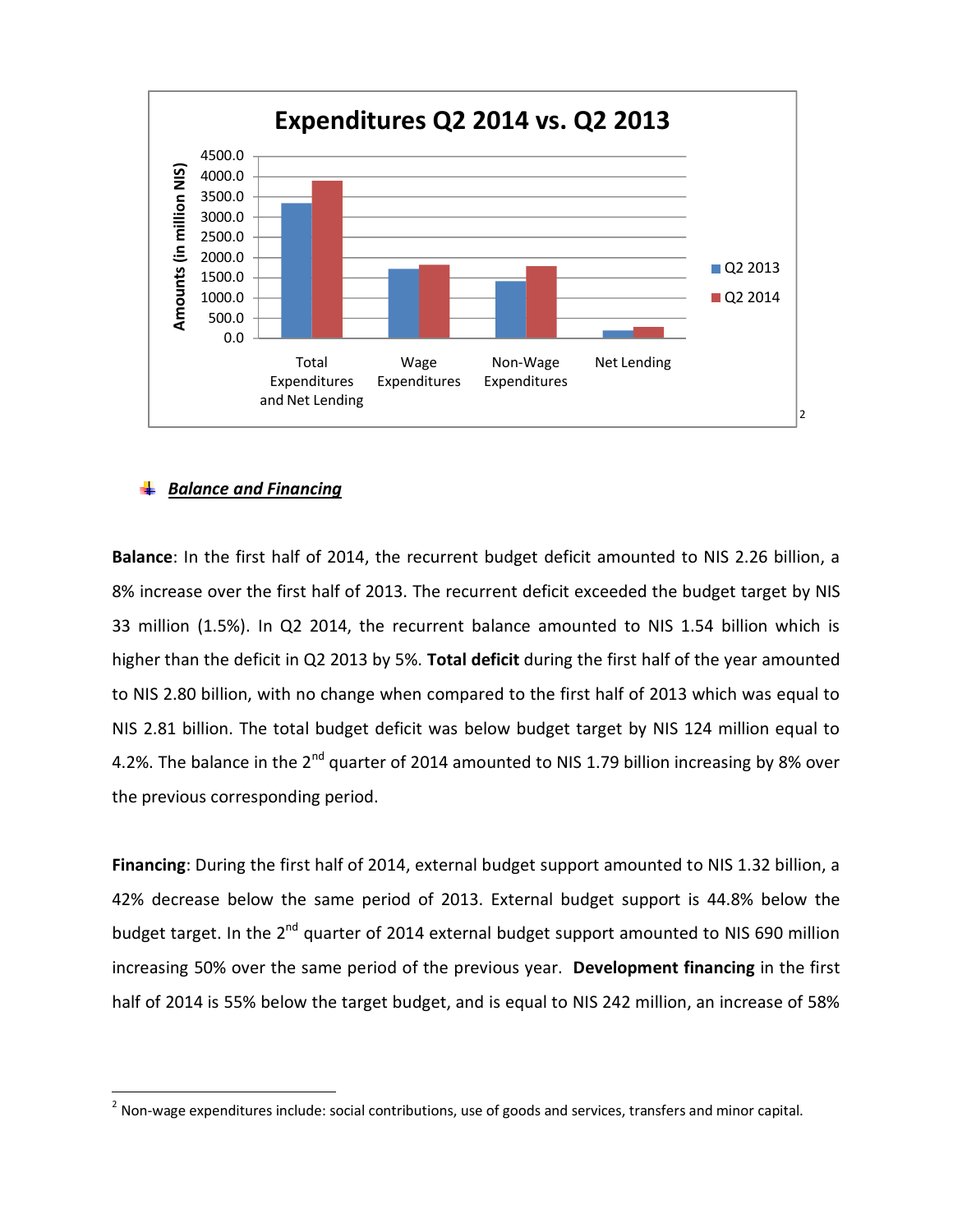Expenditures Q2 2014 vs. Q2 2013 [2]

## *Balance and Financing*

**Balance**: In the first half of 2014, the recurrent budget deficit amounted to NIS 2.26 billion, a 8% increase over the first half of 2013. The recurrent deficit exceeded the budget target by NIS 33 million (1.5%). In Q2 2014, the recurrent balance amounted to NIS 1.54 billion which is higher than the deficit in Q2 2013 by 5%. **Total deficit** during the first half of the year amounted to NIS 2.80 billion, with no change when compared to the first half of 2013 which was equal to NIS 2.81 billion. The total budget deficit was below budget target by NIS 124 million equal to 4.2%. The balance in the 2nd quarter of 2014 amounted to NIS 1.79 billion increasing by 8% over the previous corresponding period.

**Financing**: During the first half of 2014, external budget support amounted to NIS 1.32 billion, a 42% decrease below the same period of 2013. External budget support is 44.8% below the budget target. In the 2nd quarter of 2014 external budget support amounted to NIS 690 million increasing 50% over the same period of the previous year. **Development financing** in the first half of 2014 is 55% below the target budget, and is equal to NIS 242 million, an increase of 58%

---

[2] Non-wage expenditures include: social contributions, use of goods and services, transfers and minor capital.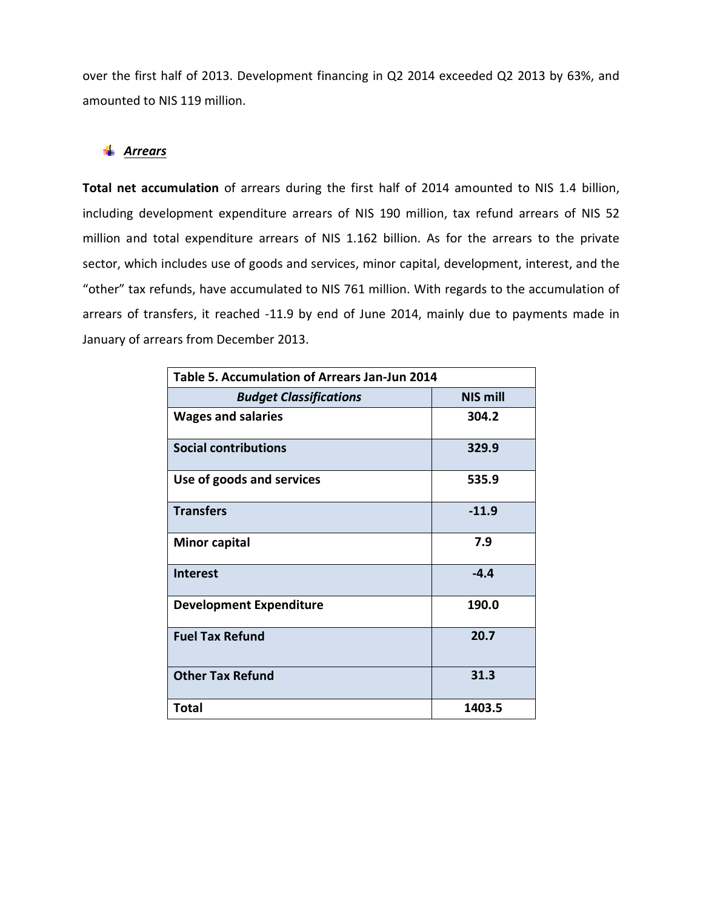over the first half of 2013. Development financing in Q2 2014 exceeded Q2 2013 by 63%, and amounted to NIS 119 million.

### ***Arrears***

**Total net accumulation** of arrears during the first half of 2014 amounted to NIS 1.4 billion, including development expenditure arrears of NIS 190 million, tax refund arrears of NIS 52 million and total expenditure arrears of NIS 1.162 billion. As for the arrears to the private sector, which includes use of goods and services, minor capital, development, interest, and the "other" tax refunds, have accumulated to NIS 761 million. With regards to the accumulation of arrears of transfers, it reached -11.9 by end of June 2014, mainly due to payments made in January of arrears from December 2013.

| **Table 5. Accumulation of Arrears Jan-Jun 2014** | |
|---|---|
| ***Budget Classifications*** | **NIS mill** |
| **Wages and salaries** | **304.2** |
| **Social contributions** | **329.9** |
| **Use of goods and services** | **535.9** |
| **Transfers** | **-11.9** |
| **Minor capital** | **7.9** |
| **Interest** | **-4.4** |
| **Development Expenditure** | **190.0** |
| **Fuel Tax Refund** | **20.7** |
| **Other Tax Refund** | **31.3** |
| **Total** | **1403.5** |